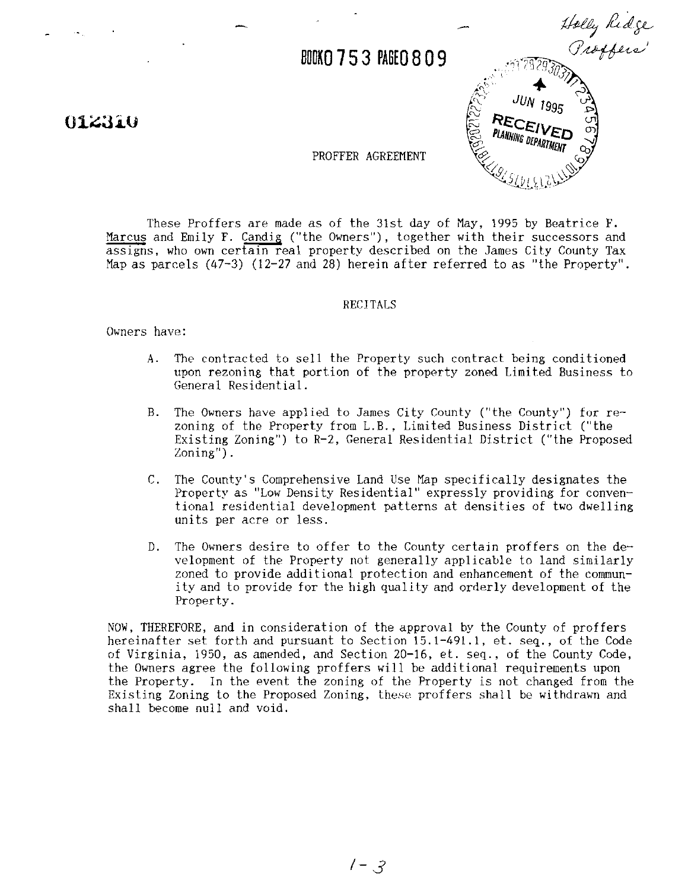BOOK0 753 PAGE0 809

012310

Holly Ridge Proffers

JUN 1995
RECEIVED
PLANNING DEPARTMENT

PROFFER AGREEMENT

These Proffers are made as of the 31st day of May, 1995 by Beatrice F. Marcus and Emily F. Candig ("the Owners"), together with their successors and assigns, who own certain real property described on the James City County Tax Map as parcels (47-3) (12-27 and 28) herein after referred to as "the Property".

RECITALS

Owners have:

A. The contracted to sell the Property such contract being conditioned upon rezoning that portion of the property zoned Limited Business to General Residential.

B. The Owners have applied to James City County ("the County") for re-zoning of the Property from L.B., Limited Business District ("the Existing Zoning") to R-2, General Residential District ("the Proposed Zoning").

C. The County's Comprehensive Land Use Map specifically designates the Property as "Low Density Residential" expressly providing for conventional residential development patterns at densities of two dwelling units per acre or less.

D. The Owners desire to offer to the County certain proffers on the development of the Property not generally applicable to land similarly zoned to provide additional protection and enhancement of the community and to provide for the high quality and orderly development of the Property.

NOW, THEREFORE, and in consideration of the approval by the County of proffers hereinafter set forth and pursuant to Section 15.1-491.1, et. seq., of the Code of Virginia, 1950, as amended, and Section 20-16, et. seq., of the County Code, the Owners agree the following proffers will be additional requirements upon the Property. In the event the zoning of the Property is not changed from the Existing Zoning to the Proposed Zoning, these proffers shall be withdrawn and shall become null and void.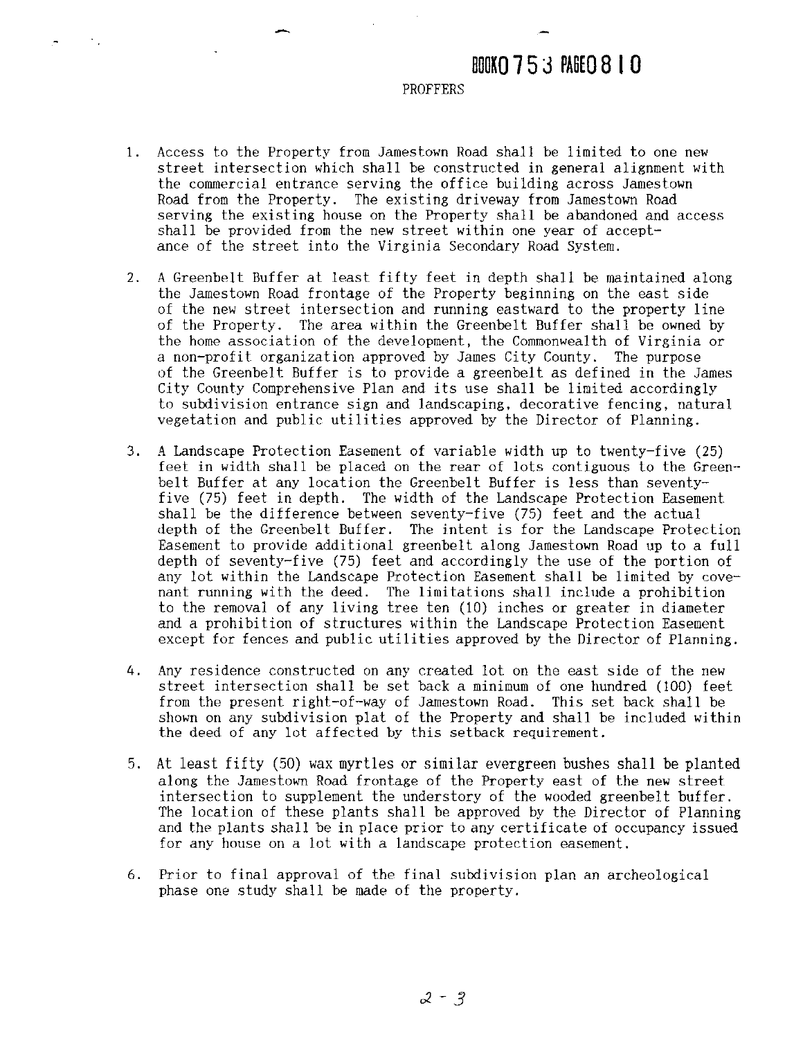BOOK0753 PAGE0810

# PROFFERS

1. Access to the Property from Jamestown Road shall be limited to one new street intersection which shall be constructed in general alignment with the commercial entrance serving the office building across Jamestown Road from the Property. The existing driveway from Jamestown Road serving the existing house on the Property shall be abandoned and access shall be provided from the new street within one year of acceptance of the street into the Virginia Secondary Road System.

2. A Greenbelt Buffer at least fifty feet in depth shall be maintained along the Jamestown Road frontage of the Property beginning on the east side of the new street intersection and running eastward to the property line of the Property. The area within the Greenbelt Buffer shall be owned by the home association of the development, the Commonwealth of Virginia or a non-profit organization approved by James City County. The purpose of the Greenbelt Buffer is to provide a greenbelt as defined in the James City County Comprehensive Plan and its use shall be limited accordingly to subdivision entrance sign and landscaping, decorative fencing, natural vegetation and public utilities approved by the Director of Planning.

3. A Landscape Protection Easement of variable width up to twenty-five (25) feet in width shall be placed on the rear of lots contiguous to the Greenbelt Buffer at any location the Greenbelt Buffer is less than seventy-five (75) feet in depth. The width of the Landscape Protection Easement shall be the difference between seventy-five (75) feet and the actual depth of the Greenbelt Buffer. The intent is for the Landscape Protection Easement to provide additional greenbelt along Jamestown Road up to a full depth of seventy-five (75) feet and accordingly the use of the portion of any lot within the Landscape Protection Easement shall be limited by covenant running with the deed. The limitations shall include a prohibition to the removal of any living tree ten (10) inches or greater in diameter and a prohibition of structures within the Landscape Protection Easement except for fences and public utilities approved by the Director of Planning.

4. Any residence constructed on any created lot on the east side of the new street intersection shall be set back a minimum of one hundred (100) feet from the present right-of-way of Jamestown Road. This set back shall be shown on any subdivision plat of the Property and shall be included within the deed of any lot affected by this setback requirement.

5. At least fifty (50) wax myrtles or similar evergreen bushes shall be planted along the Jamestown Road frontage of the Property east of the new street intersection to supplement the understory of the wooded greenbelt buffer. The location of these plants shall be approved by the Director of Planning and the plants shall be in place prior to any certificate of occupancy issued for any house on a lot with a landscape protection easement.

6. Prior to final approval of the final subdivision plan an archeological phase one study shall be made of the property.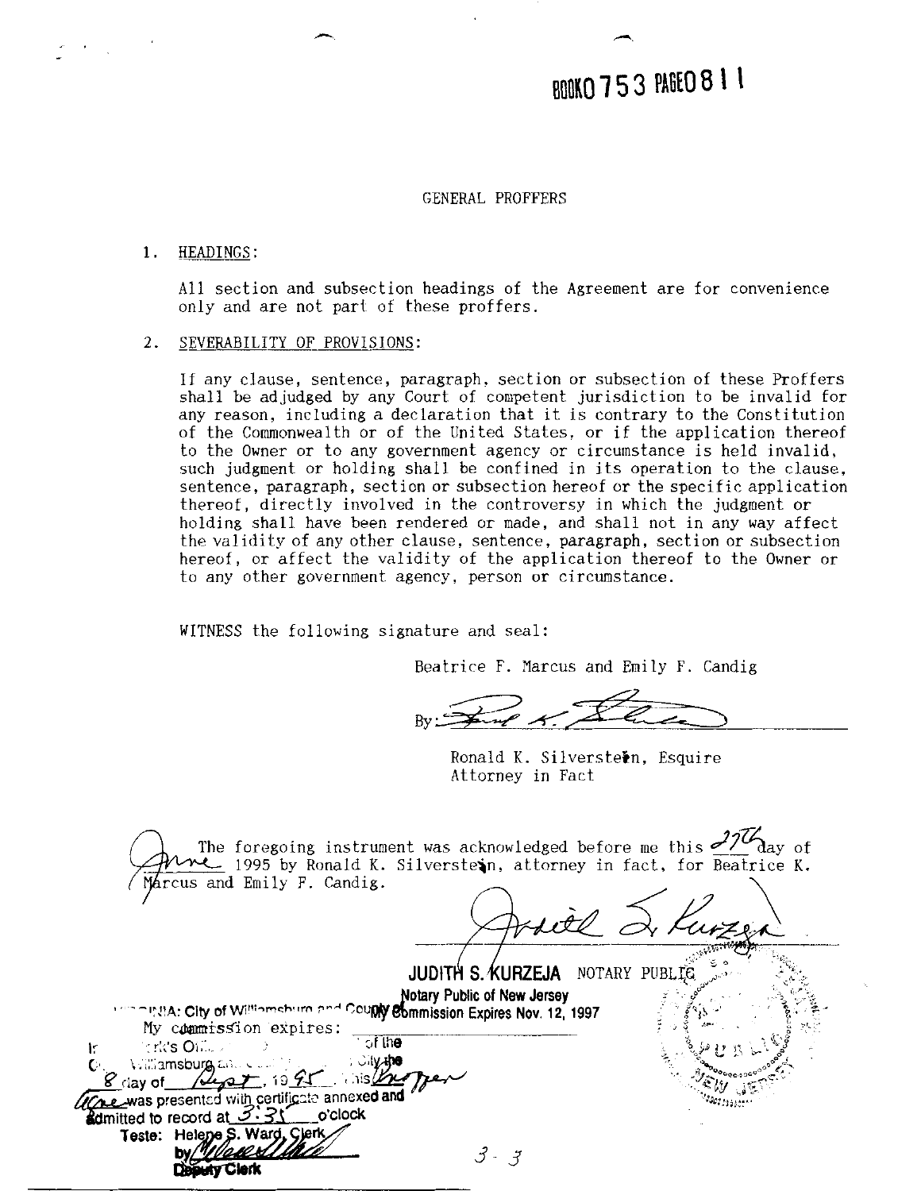BOOK0753 PAGE0811

GENERAL PROFFERS

1. HEADINGS:

   All section and subsection headings of the Agreement are for convenience only and are not part of these proffers.

2. SEVERABILITY OF PROVISIONS:

   If any clause, sentence, paragraph, section or subsection of these Proffers shall be adjudged by any Court of competent jurisdiction to be invalid for any reason, including a declaration that it is contrary to the Constitution of the Commonwealth or of the United States, or if the application thereof to the Owner or to any government agency or circumstance is held invalid, such judgment or holding shall be confined in its operation to the clause, sentence, paragraph, section or subsection hereof or the specific application thereof, directly involved in the controversy in which the judgment or holding shall have been rendered or made, and shall not in any way affect the validity of any other clause, sentence, paragraph, section or subsection hereof, or affect the validity of the application thereof to the Owner or to any other government agency, person or circumstance.

WITNESS the following signature and seal:

Beatrice F. Marcus and Emily F. Candig

By: [signature]

Ronald K. Silverstein, Esquire
Attorney in Fact

The foregoing instrument was acknowledged before me this 27th day of June 1995 by Ronald K. Silverstein, attorney in fact, for Beatrice K. Marcus and Emily F. Candig.

[signature]

JUDITH S. KURZEJA NOTARY PUBLIC
Notary Public of New Jersey
My Commission Expires Nov. 12, 1997

My commission expires:

VIRGINIA: City of Williamsburg and County of James City, to wit:
In the Clerk's Office of the Circuit Court of the City of Williamsburg and County of James City the 8 day of Sept, 1995, this Proffer was presented with certificate annexed and admitted to record at 3:35 o'clock

Teste: Helene S. Ward, Clerk
by [signature]
Deputy Clerk

3-3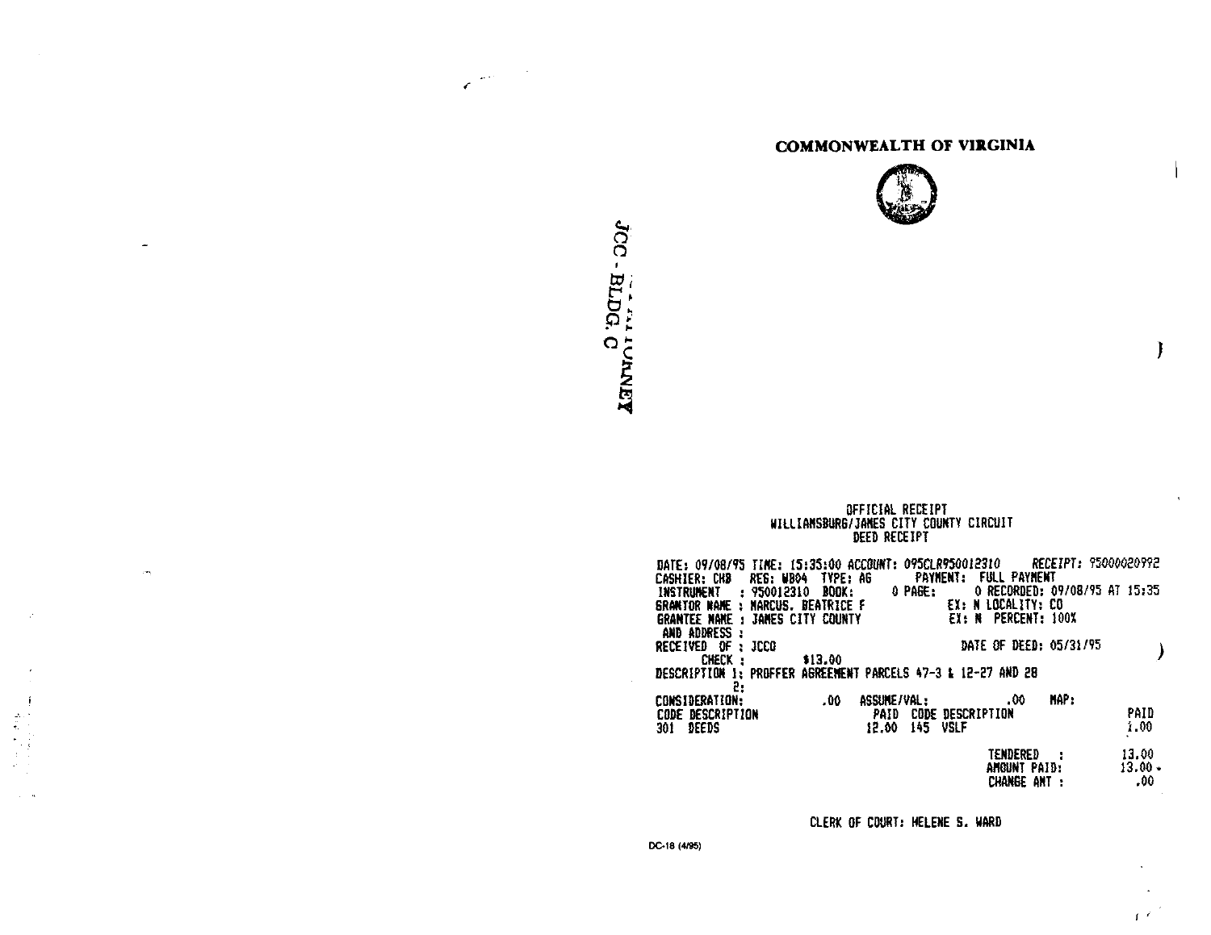JCC - BLDG. C

# COMMONWEALTH OF VIRGINIA

OFFICIAL RECEIPT
WILLIAMSBURG/JAMES CITY COUNTY CIRCUIT
DEED RECEIPT

```
DATE: 09/08/95 TIME: 15:35:00 ACCOUNT: 095CLR950012310      RECEIPT: 95000020992
CASHIER: CHB   REG: WB04  TYPE: AG       PAYMENT:  FULL PAYMENT
INSTRUMENT   : 950012310  BOOK:       0 PAGE:      0 RECORDED: 09/08/95 AT 15:35
GRANTOR NAME : MARCUS, BEATRICE F            EX: N LOCALITY: CO
GRANTEE NAME : JAMES CITY COUNTY             EX: N  PERCENT: 100%
 AND ADDRESS :
RECEIVED  OF : JCCO                               DATE OF DEED: 05/31/95
       CHECK :        $13.00
DESCRIPTION 1: PROFFER AGREEMENT PARCELS 47-3 & 12-27 AND 28
            2:
CONSIDERATION:            .00   ASSUME/VAL:           .00    MAP:
CODE DESCRIPTION                  PAID  CODE DESCRIPTION                    PAID
301  DEEDS                       12.00  145  VSLF                           1.00

                                                  TENDERED    :            13.00
                                                  AMOUNT PAID:             13.00
                                                  CHANGE AMT :               .00
```

CLERK OF COURT: HELENE S. WARD

DC-18 (4/95)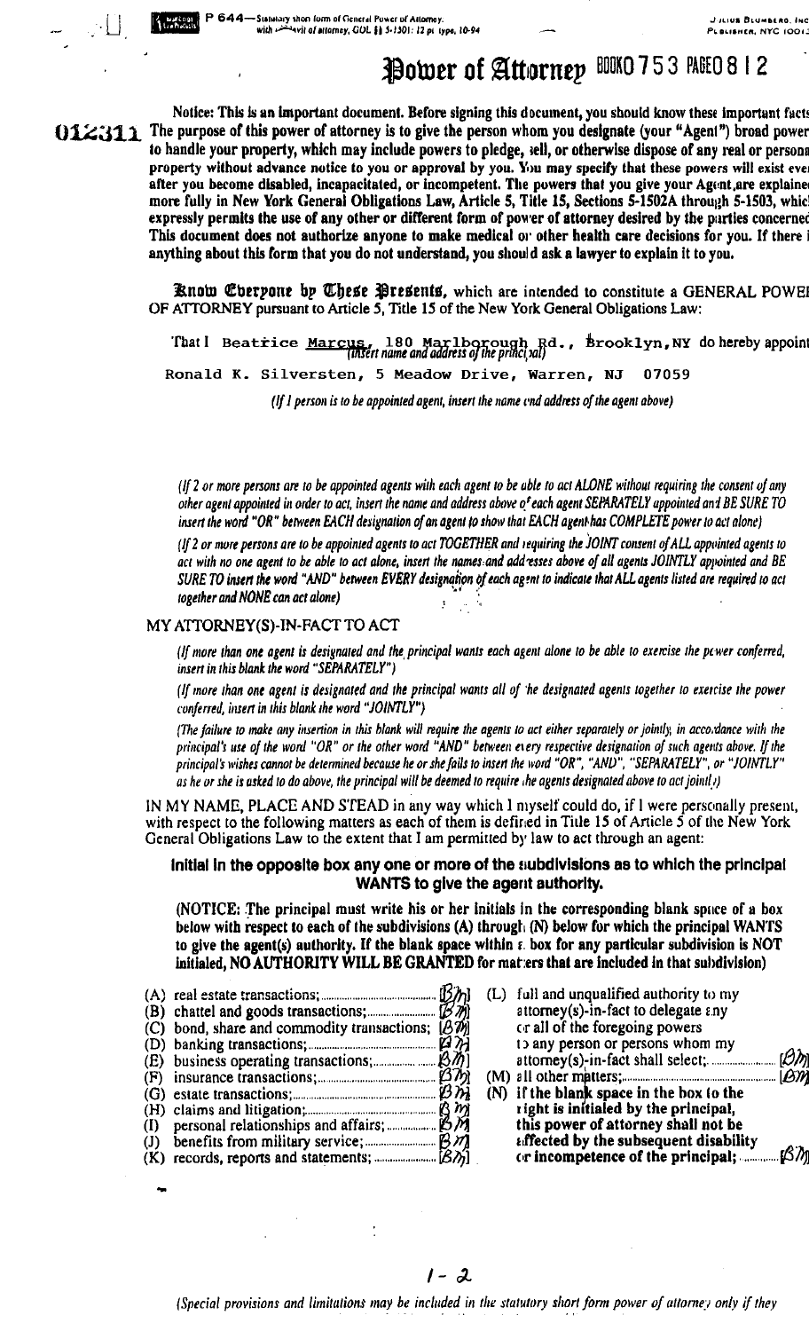P 644—Statutory short form of General Power of Attorney. with ___ of attorney, GOL §§ 5-1501: 12 pt type, 10-94

JULIUS BLUMBERG, INC. PUBLISHER, NYC 1001

# Power of Attorney BOOK0753 PAGE0812

012311

**Notice: This is an important document. Before signing this document, you should know these important facts. The purpose of this power of attorney is to give the person whom you designate (your "Agent") broad powers to handle your property, which may include powers to pledge, sell, or otherwise dispose of any real or personal property without advance notice to you or approval by you. You may specify that these powers will exist even after you become disabled, incapacitated, or incompetent. The powers that you give your Agent are explained more fully in New York General Obligations Law, Article 5, Title 15, Sections 5-1502A through 5-1503, which expressly permits the use of any other or different form of power of attorney desired by the parties concerned. This document does not authorize anyone to make medical or other health care decisions for you. If there is anything about this form that you do not understand, you should ask a lawyer to explain it to you.**

**Know Everyone by These Presents,** which are intended to constitute a GENERAL POWER OF ATTORNEY pursuant to Article 5, Title 15 of the New York General Obligations Law:

That I Beatrice Marcus, 180 Marlborough Rd., Brooklyn,NY do hereby appoint
(insert name and address of the principal)

Ronald K. Silversten, 5 Meadow Drive, Warren, NJ 07059

*(If 1 person is to be appointed agent, insert the name and address of the agent above)*

*(If 2 or more persons are to be appointed agents with each agent to be able to act ALONE without requiring the consent of any other agent appointed in order to act, insert the name and address above of each agent SEPARATELY appointed and BE SURE TO insert the word "OR" between EACH designation of an agent to show that EACH agent has COMPLETE power to act alone)*

*(If 2 or more persons are to be appointed agents to act TOGETHER and requiring the JOINT consent of ALL appointed agents to act with no one agent to be able to act alone, insert the names and addresses above of all agents JOINTLY appointed and BE SURE TO insert the word "AND" between EVERY designation of each agent to indicate that ALL agents listed are required to act together and NONE can act alone)*

MY ATTORNEY(S)-IN-FACT TO ACT

*(If more than one agent is designated and the principal wants each agent alone to be able to exercise the power conferred, insert in this blank the word "SEPARATELY")*

*(If more than one agent is designated and the principal wants all of the designated agents together to exercise the power conferred, insert in this blank the word "JOINTLY")*

*(The failure to make any insertion in this blank will require the agents to act either separately or jointly in accordance with the principal's use of the word "OR" or the other word "AND" between every respective designation of such agents above. If the principal's wishes cannot be determined because he or she fails to insert the word "OR", "AND", "SEPARATELY", or "JOINTLY" as he or she is asked to do above, the principal will be deemed to require the agents designated above to act jointly)*

IN MY NAME, PLACE AND STEAD in any way which I myself could do, if I were personally present, with respect to the following matters as each of them is defined in Title 15 of Article 5 of the New York General Obligations Law to the extent that I am permitted by law to act through an agent:

**Initial in the opposite box any one or more of the subdivisions as to which the principal WANTS to give the agent authority.**

**(NOTICE: The principal must write his or her initials in the corresponding blank space of a box below with respect to each of the subdivisions (A) through (N) below for which the principal WANTS to give the agent(s) authority. If the blank space within a box for any particular subdivision is NOT initialed, NO AUTHORITY WILL BE GRANTED for matters that are included in that subdivision)**

(A) real estate transactions; ........ [BM]
(B) chattel and goods transactions; ........ [BM]
(C) bond, share and commodity transactions; [BM]
(D) banking transactions; ........ [BM]
(E) business operating transactions; ........ [BM]
(F) insurance transactions; ........ [BM]
(G) estate transactions; ........ [BM]
(H) claims and litigation; ........ [BM]
(I) personal relationships and affairs; ........ [BM]
(J) benefits from military service; ........ [BM]
(K) records, reports and statements; ........ [BM]
(L) full and unqualified authority to my attorney(s)-in-fact to delegate any or all of the foregoing powers to any person or persons whom my attorney(s)-in-fact shall select; ........ [BM]
(M) all other matters; ........ [BM]
(N) **if the blank space in the box to the right is initialed by the principal, this power of attorney shall not be affected by the subsequent disability or incompetence of the principal;** ........ [BM]

1-2

*(Special provisions and limitations may be included in the statutory short form power of attorney only if they*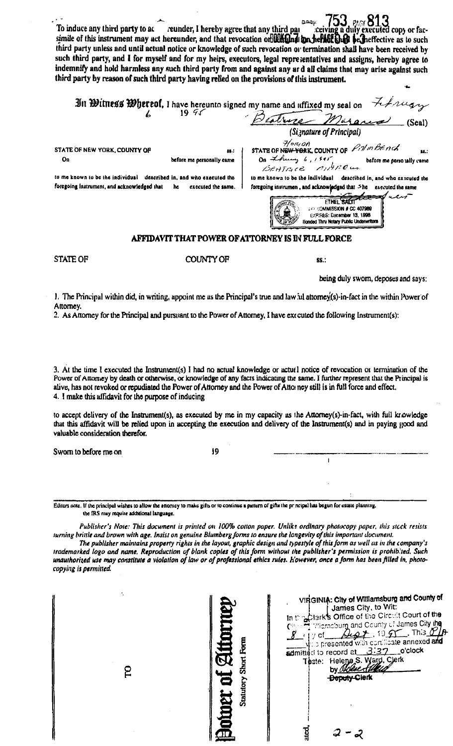BOOK 753 PAGE 813

To induce any third party to act hereunder, I hereby agree that any third party receiving a duly executed copy or facsimile of this instrument may act hereunder, and that revocation or termination hereof shall be ineffective as to such third party unless and until actual notice or knowledge of such revocation or termination shall have been received by such third party, and I for myself and for my heirs, executors, legal representatives and assigns, hereby agree to indemnify and hold harmless any such third party from and against any and all claims that may arise against such third party by reason of such third party having relied on the provisions of this instrument.

**In Witness Whereof,** I have hereunto signed my name and affixed my seal on February 6 19 95

Beatrice Marans (Seal)
*(Signature of Principal)*

STATE OF NEW YORK, COUNTY OF ss.:

On before me personally came

to me known to be the individual described in, and who executed the foregoing instrument, and acknowledged that he executed the same.

STATE OF ~~NEW YORK~~ Florida, COUNTY OF Palm Beach ss.:

On Feb 6, 1995 before me personally came Beatrice Marans

to me known to be the individual described in, and who executed the foregoing instrument, and acknowledged that She executed the same

ETHEL SALIT
MY COMMISSION # CC 407989
EXPIRES: December 13, 1998
Bonded Thru Notary Public Underwriters

## AFFIDAVIT THAT POWER OF ATTORNEY IS IN FULL FORCE

STATE OF COUNTY OF ss.:

being duly sworn, deposes and says:

1. The Principal within did, in writing, appoint me as the Principal's true and lawful attorney(s)-in-fact in the within Power of Attorney.
2. As Attorney for the Principal and pursuant to the Power of Attorney, I have executed the following Instrument(s):

3. At the time I executed the Instrument(s) I had no actual knowledge or actual notice of revocation or termination of the Power of Attorney by death or otherwise, or knowledge of any facts indicating the same. I further represent that the Principal is alive, has not revoked or repudiated the Power of Attorney and the Power of Attorney still is in full force and effect.
4. I make this affidavit for the purpose of inducing

to accept delivery of the Instrument(s), as executed by me in my capacity as the Attorney(s)-in-Fact, with full knowledge that this affidavit will be relied upon in accepting the execution and delivery of the Instrument(s) and in paying good and valuable consideration therefor.

Sworn to before me on 19

Editors note. If the principal wishes to allow the attorney to make gifts or to continue a pattern of gifts the principal has begun for estate planning, the IRS may require additional language.

*Publisher's Note: This document is printed on 100% cotton paper. Unlike ordinary photocopy paper, this stock resists turning brittle and brown with age. Insist on genuine Blumberg forms to ensure the longevity of this important document.*

*The publisher maintains property rights in the layout, graphic design and typestyle of this form as well as in the company's trademarked logo and name. Reproduction of blank copies of this form without the publisher's permission is prohibited. Such unauthorized use may constitute a violation of law or of professional ethics rules. However, once a form has been filled in, photocopying is permitted.*

TO

**Power of Attorney**

Statutory Short Form

Dated, 19

VIRGINIA: City of Williamsburg and County of James City, to Wit:
In the Clerk's Office of the Circuit Court of the City of Williamsburg and County of James City the 8 day of Sept, 19 95. This POA was presented with certificate annexed and admitted to record at 3:37 o'clock
Teste: Helene S. Ward, Clerk
by [signature]
~~Deputy~~ Clerk

2 - 2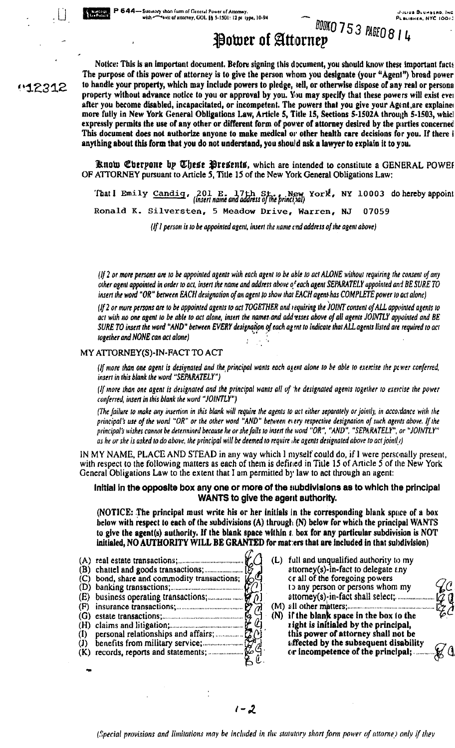P 644—Statutory short form of General Power of Attorney. with affidavit of attorney, GOL §§ 5-1501: 12 pt type, 10-94

Julius Blumberg, Inc. Publisher, NYC 10013

BOOK 0 753 PAGE 0 8 1 4

# Power of Attorney

12312

**Notice: This is an important document. Before signing this document, you should know these important facts The purpose of this power of attorney is to give the person whom you designate (your "Agent") broad power to handle your property, which may include powers to pledge, sell, or otherwise dispose of any real or personal property without advance notice to you or approval by you. You may specify that these powers will exist even after you become disabled, incapacitated, or incompetent. The powers that you give your Agent are explained more fully in New York General Obligations Law, Article 5, Title 15, Sections 5-1502A through 5-1503, which expressly permits the use of any other or different form of power of attorney desired by the parties concerned. This document does not authorize anyone to make medical or other health care decisions for you. If there is anything about this form that you do not understand, you should ask a lawyer to explain it to you.**

**Know Everyone by These Presents,** which are intended to constitute a GENERAL POWER OF ATTORNEY pursuant to Article 5, Title 15 of the New York General Obligations Law:

That I Emily Candig, 201 E. 17th St., New York, NY 10003 do hereby appoint
*(insert name and address of the principal)*

Ronald K. Silversten, 5 Meadow Drive, Warren, NJ 07059

*(If 1 person is to be appointed agent, insert the name and address of the agent above)*

*(If 2 or more persons are to be appointed agents with each agent to be able to act ALONE without requiring the consent of any other agent appointed in order to act, insert the name and address above of each agent SEPARATELY appointed and BE SURE TO insert the word "OR" between EACH designation of an agent to show that EACH agent has COMPLETE power to act alone)*

*(If 2 or more persons are to be appointed agents to act TOGETHER and requiring the JOINT consent of ALL appointed agents to act with no one agent to be able to act alone, insert the names and addresses above of all agents JOINTLY appointed and BE SURE TO insert the word "AND" between EVERY designation of each agent to indicate that ALL agents listed are required to act together and NONE can act alone)*

MY ATTORNEY(S)-IN-FACT TO ACT

*(If more than one agent is designated and the principal wants each agent alone to be able to exercise the power conferred, insert in this blank the word "SEPARATELY")*

*(If more than one agent is designated and the principal wants all of the designated agents together to exercise the power conferred, insert in this blank the word "JOINTLY")*

*(The failure to make any insertion in this blank will require the agents to act either separately or jointly, in accordance with the principal's use of the word "OR" or the other word "AND" between every respective designation of such agents above. If the principal's wishes cannot be determined because he or she fails to insert the word "OR", "AND", "SEPARATELY", or "JOINTLY" as he or she is asked to do above, the principal will be deemed to require the agents designated above to act jointly)*

IN MY NAME, PLACE AND STEAD in any way which I myself could do, if I were personally present, with respect to the following matters as each of them is defined in Title 15 of Article 5 of the New York General Obligations Law to the extent that I am permitted by law to act through an agent:

**Initial in the opposite box any one or more of the subdivisions as to which the principal WANTS to give the agent authority.**

**(NOTICE: The principal must write his or her initials in the corresponding blank space of a box below with respect to each of the subdivisions (A) through (N) below for which the principal WANTS to give the agent(s) authority. If the blank space within a box for any particular subdivision is NOT initialed, NO AUTHORITY WILL BE GRANTED for matters that are included in that subdivision)**

(A) real estate transactions; ........ EC
(B) chattel and goods transactions; ........ EC
(C) bond, share and commodity transactions; EC
(D) banking transactions; ........ EC
(E) business operating transactions; ........ EC
(F) insurance transactions; ........ EC
(G) estate transactions; ........ EC
(H) claims and litigation; ........ EC
(I) personal relationships and affairs; ........ EC
(J) benefits from military service; ........ EC
(K) records, reports and statements; ........ EC
(L) full and unqualified authority to my attorney(s)-in-fact to delegate any or all of the foregoing powers to any person or persons whom my attorney(s)-in-fact shall select; ........ EC
(M) all other matters; ........ EC
**(N) if the blank space in the box to the right is initialed by the principal, this power of attorney shall not be affected by the subsequent disability or incompetence of the principal;** ........ EC

1-2

*(Special provisions and limitations may be included in the statutory short form power of attorney only if they*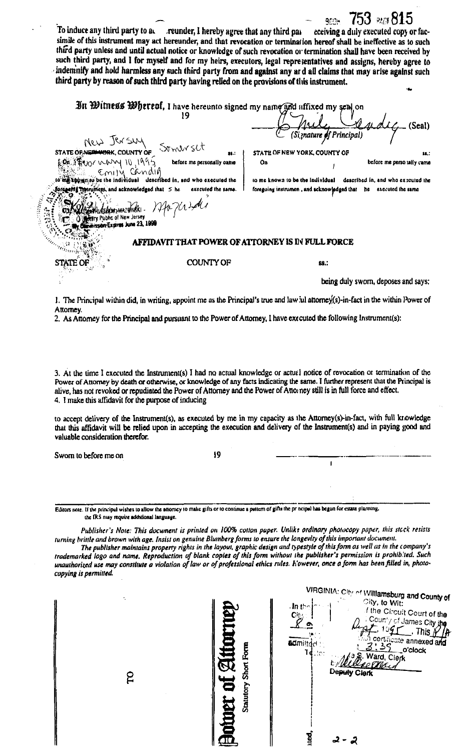BOOK 753 PAGE 815

To induce any third party to act hereunder, I hereby agree that any third party receiving a duly executed copy or facsimile of this instrument may act hereunder, and that revocation or termination hereof shall be ineffective as to such third party unless and until actual notice or knowledge of such revocation or termination shall have been received by such third party, and I for myself and for my heirs, executors, legal representatives and assigns, hereby agree to indemnify and hold harmless any such third party from and against any and all claims that may arise against such third party by reason of such third party having relied on the provisions of this instrument.

**In Witness Whereof,** I have hereunto signed my name and affixed my seal on 19

Emily Candia (Seal)
(Signature of Principal)

STATE OF New Jersey, COUNTY OF Somerset ss.:

On February 10, 1995 before me personally came Emily Candia to me known to be the individual described in, and who executed the foregoing instrument, and acknowledged that she executed the same.

Mazurski
Notary Public of New Jersey
My Commission Expires June 23, 1999

STATE OF NEW YORK, COUNTY OF ss.:

On before me personally came

to me known to be the individual described in, and who executed the foregoing instrument, and acknowledged that he executed the same

## AFFIDAVIT THAT POWER OF ATTORNEY IS IN FULL FORCE

STATE OF COUNTY OF ss.:

being duly sworn, deposes and says:

1. The Principal within did, in writing, appoint me as the Principal's true and lawful attorney(s)-in-fact in the within Power of Attorney.
2. As Attorney for the Principal and pursuant to the Power of Attorney, I have executed the following Instrument(s):

3. At the time I executed the Instrument(s) I had no actual knowledge or actual notice of revocation or termination of the Power of Attorney by death or otherwise, or knowledge of any facts indicating the same. I further represent that the Principal is alive, has not revoked or repudiated the Power of Attorney and the Power of Attorney still is in full force and effect.
4. I make this affidavit for the purpose of inducing

to accept delivery of the Instrument(s), as executed by me in my capacity as the Attorney(s)-in-fact, with full knowledge that this affidavit will be relied upon in accepting the execution and delivery of the Instrument(s) and in paying good and valuable consideration therefor.

Sworn to before me on 19

Editors note. If the principal wishes to allow the attorney to make gifts or to continue a pattern of gifts the principal has begun for estate planning, the IRS may require additional language.

*Publisher's Note: This document is printed on 100% cotton paper. Unlike ordinary photocopy paper, this stock resists turning brittle and brown with age. Insist on genuine Blumberg forms to ensure the longevity of this important document.*

*The publisher maintains property rights in the layout, graphic design and typestyle of this form as well as in the company's trademarked logo and name. Reproduction of blank copies of this form without the publisher's permission is prohibited. Such unauthorized use may constitute a violation of law or of professional ethics rules. However, once a form has been filled in, photocopying is permitted.*

TO

**Power of Attorney**

Statutory Short Form

VIRGINIA: City of Williamsburg and County of James City, to Wit:

In the Clerk's Office of the Circuit Court of the City of Williamsburg and County of James City the 8 day of Sept., 1995. This PA with certificate annexed and admitted to record at 3:39 o'clock

Teste: Helen S. Ward, Clerk
by [signature] Deputy Clerk

2-2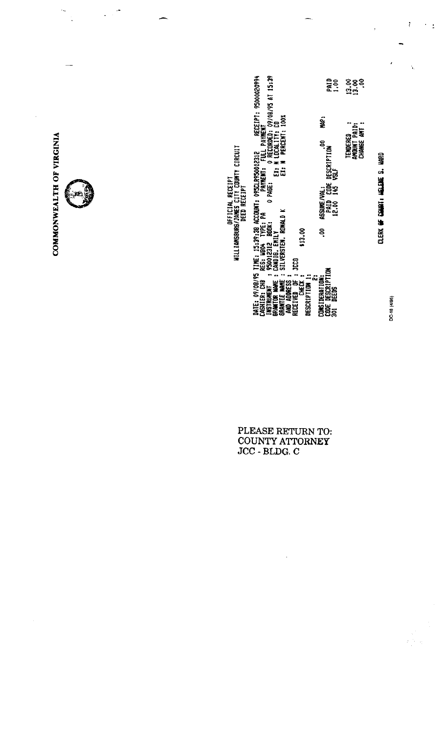# COMMONWEALTH OF VIRGINIA

OFFICIAL RECEIPT
WILLIAMSBURG/JAMES CITY COUNTY CIRCUIT
DEED RECEIPT

```
DATE: 09/08/95 TIME: 15:39:38 ACCOUNT: 095CLR950012312     RECEIPT: 95000020994
CASHIER: CHB    REG: WB04  TYPE: PA        PAYMENT:  FULL PAYMENT
INSTRUMENT    : 950012312  BOOK:      0 PAGE:      0 RECORDED: 09/08/95 AT 15:39
GRANTOR NAME  : CANDIG, EMILY                      EX: N LOCALITY: CO
GRANTEE NAME  : SILVERSTEN, RONALD K               EX: N  PERCENT: 100%
 AND ADDRESS  :
RECEIVED OF   : JCCO
       CHECK  :       $13.00
DESCRIPTION 1:
            2:
CONSIDERATION:      .00  ASSUME/VAL:          .00     MAP:
CODE DESCRIPTION          PAID  CODE DESCRIPTION              PAID
301  DEEDS               12.00  145  VSLF                     1.00

                                        TENDERED    :        13.00
                                        AMOUNT PAID:         13.00
                                        CHANGE AMT :           .00

                    CLERK OF COURT: HELENE S. WARD
```

DC-18 (4/95)

PLEASE RETURN TO:
COUNTY ATTORNEY
JCC - BLDG. C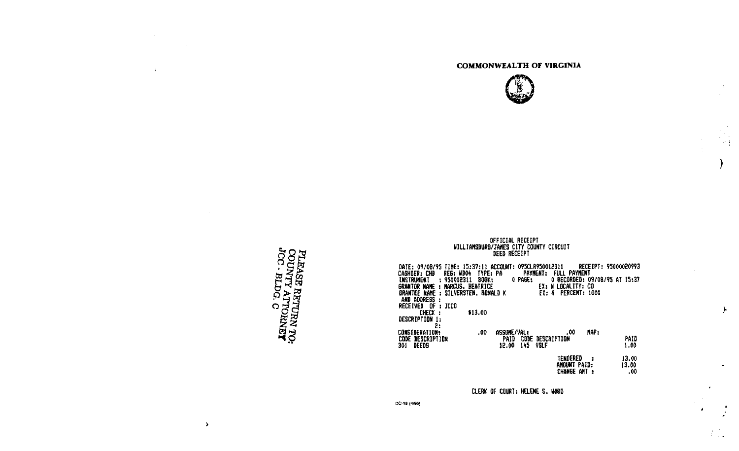**COMMONWEALTH OF VIRGINIA**

PLEASE RETURN TO:
COUNTY ATTORNEY
JCC - BLDG. C

OFFICIAL RECEIPT
WILLIAMSBURG/JAMES CITY COUNTY CIRCUIT
DEED RECEIPT

DATE: 09/08/95 TIME: 15:37:11 ACCOUNT: 095CLR950012311 RECEIPT: 95000020993
CASHIER: CHB REG: WB04 TYPE: PA PAYMENT: FULL PAYMENT
INSTRUMENT : 950012311 BOOK: 0 PAGE: 0 RECORDED: 09/08/95 AT 15:37
GRANTOR NAME : MARCUS, BEATRICE EX: N LOCALITY: CO
GRANTEE NAME : SILVERSTEN, RONALD K EX: N PERCENT: 100%
AND ADDRESS :
RECEIVED OF : JCCO
CHECK : $13.00
DESCRIPTION 1:
2:
CONSIDERATION: .00 ASSUME/VAL: .00 MAP:

| CODE | DESCRIPTION | PAID | CODE | DESCRIPTION | PAID |
|---|---|---|---|---|---|
| 301 | DEEDS | 12.00 | 145 | VSLF | 1.00 |

TENDERED : 13.00
AMOUNT PAID: 13.00
CHANGE AMT : .00

CLERK OF COURT: HELENE S. WARD

DC-18 (4/95)